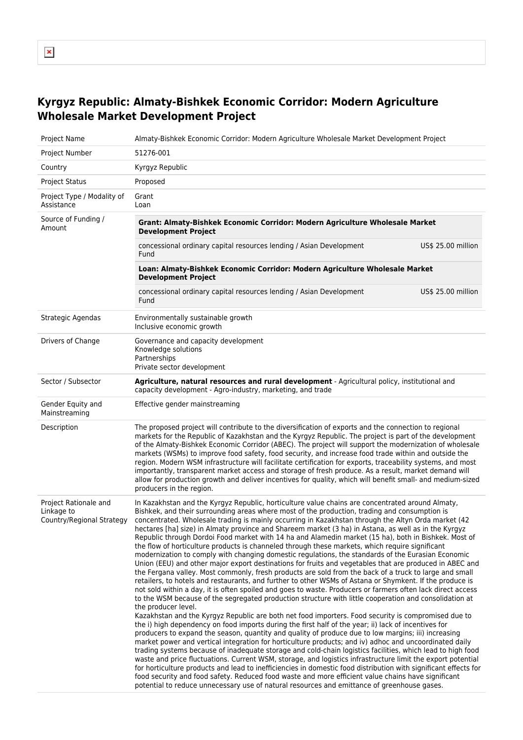# Kyrgyz Republic: Almaty-Bishkek Economic Corridor: Modern Agriculture Wholesale Market Development Project

| | |
|---|---|
| Project Name | Almaty-Bishkek Economic Corridor: Modern Agriculture Wholesale Market Development Project |
| Project Number | 51276-001 |
| Country | Kyrgyz Republic |
| Project Status | Proposed |
| Project Type / Modality of Assistance | Grant<br>Loan |
| Source of Funding / Amount | **Grant: Almaty-Bishkek Economic Corridor: Modern Agriculture Wholesale Market Development Project**<br>concessional ordinary capital resources lending / Asian Development Fund — US$ 25.00 million<br>**Loan: Almaty-Bishkek Economic Corridor: Modern Agriculture Wholesale Market Development Project**<br>concessional ordinary capital resources lending / Asian Development Fund — US$ 25.00 million |
| Strategic Agendas | Environmentally sustainable growth<br>Inclusive economic growth |
| Drivers of Change | Governance and capacity development<br>Knowledge solutions<br>Partnerships<br>Private sector development |
| Sector / Subsector | **Agriculture, natural resources and rural development** - Agricultural policy, institutional and capacity development - Agro-industry, marketing, and trade |
| Gender Equity and Mainstreaming | Effective gender mainstreaming |
| Description | The proposed project will contribute to the diversification of exports and the connection to regional markets for the Republic of Kazakhstan and the Kyrgyz Republic. The project is part of the development of the Almaty-Bishkek Economic Corridor (ABEC). The project will support the modernization of wholesale markets (WSMs) to improve food safety, food security, and increase food trade within and outside the region. Modern WSM infrastructure will facilitate certification for exports, traceability systems, and most importantly, transparent market access and storage of fresh produce. As a result, market demand will allow for production growth and deliver incentives for quality, which will benefit small- and medium-sized producers in the region. |
| Project Rationale and Linkage to Country/Regional Strategy | In Kazakhstan and the Kyrgyz Republic, horticulture value chains are concentrated around Almaty, Bishkek, and their surrounding areas where most of the production, trading and consumption is concentrated. Wholesale trading is mainly occurring in Kazakhstan through the Altyn Orda market (42 hectares [ha] size) in Almaty province and Shareem market (3 ha) in Astana, as well as in the Kyrgyz Republic through Dordoi Food market with 14 ha and Alamedin market (15 ha), both in Bishkek. Most of the flow of horticulture products is channeled through these markets, which require significant modernization to comply with changing domestic regulations, the standards of the Eurasian Economic Union (EEU) and other major export destinations for fruits and vegetables that are produced in ABEC and the Fergana valley. Most commonly, fresh products are sold from the back of a truck to large and small retailers, to hotels and restaurants, and further to other WSMs of Astana or Shymkent. If the produce is not sold within a day, it is often spoiled and goes to waste. Producers or farmers often lack direct access to the WSM because of the segregated production structure with little cooperation and consolidation at the producer level.<br>Kazakhstan and the Kyrgyz Republic are both net food importers. Food security is compromised due to the i) high dependency on food imports during the first half of the year; ii) lack of incentives for producers to expand the season, quantity and quality of produce due to low margins; iii) increasing market power and vertical integration for horticulture products; and iv) adhoc and uncoordinated daily trading systems because of inadequate storage and cold-chain logistics facilities, which lead to high food waste and price fluctuations. Current WSM, storage, and logistics infrastructure limit the export potential for horticulture products and lead to inefficiencies in domestic food distribution with significant effects for food security and food safety. Reduced food waste and more efficient value chains have significant potential to reduce unnecessary use of natural resources and emittance of greenhouse gases. |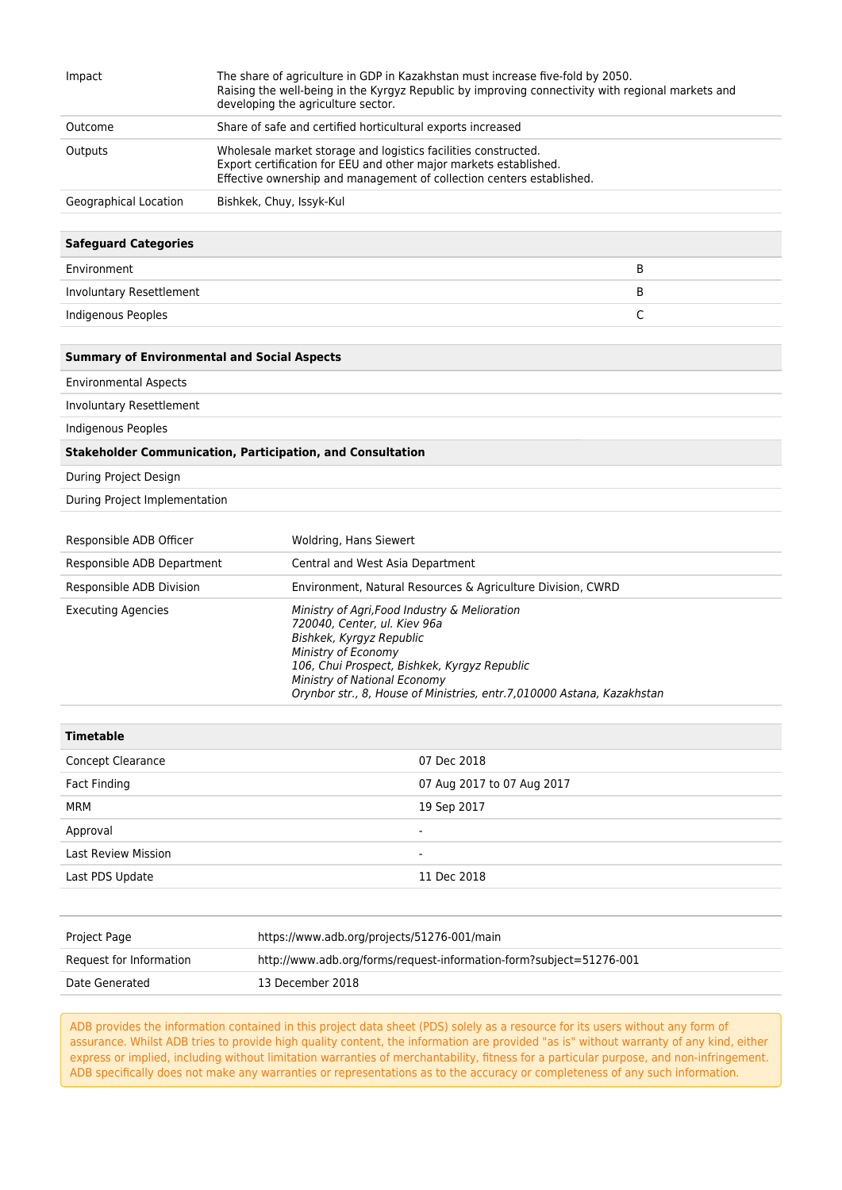| | |
|---|---|
| Impact | The share of agriculture in GDP in Kazakhstan must increase five-fold by 2050.<br>Raising the well-being in the Kyrgyz Republic by improving connectivity with regional markets and developing the agriculture sector. |
| Outcome | Share of safe and certified horticultural exports increased |
| Outputs | Wholesale market storage and logistics facilities constructed.<br>Export certification for EEU and other major markets established.<br>Effective ownership and management of collection centers established. |
| Geographical Location | Bishkek, Chuy, Issyk-Kul |

| Safeguard Categories | |
|---|---|
| Environment | B |
| Involuntary Resettlement | B |
| Indigenous Peoples | C |

| Summary of Environmental and Social Aspects |
|---|
| Environmental Aspects |
| Involuntary Resettlement |
| Indigenous Peoples |

| Stakeholder Communication, Participation, and Consultation |
|---|
| During Project Design |
| During Project Implementation |

| | |
|---|---|
| Responsible ADB Officer | Woldring, Hans Siewert |
| Responsible ADB Department | Central and West Asia Department |
| Responsible ADB Division | Environment, Natural Resources & Agriculture Division, CWRD |
| Executing Agencies | *Ministry of Agri,Food Industry & Melioration*<br>*720040, Center, ul. Kiev 96a*<br>*Bishkek, Kyrgyz Republic*<br>*Ministry of Economy*<br>*106, Chui Prospect, Bishkek, Kyrgyz Republic*<br>*Ministry of National Economy*<br>*Orynbor str., 8, House of Ministries, entr.7,010000 Astana, Kazakhstan* |

| Timetable | |
|---|---|
| Concept Clearance | 07 Dec 2018 |
| Fact Finding | 07 Aug 2017 to 07 Aug 2017 |
| MRM | 19 Sep 2017 |
| Approval | - |
| Last Review Mission | - |
| Last PDS Update | 11 Dec 2018 |

| | |
|---|---|
| Project Page | https://www.adb.org/projects/51276-001/main |
| Request for Information | http://www.adb.org/forms/request-information-form?subject=51276-001 |
| Date Generated | 13 December 2018 |

ADB provides the information contained in this project data sheet (PDS) solely as a resource for its users without any form of assurance. Whilst ADB tries to provide high quality content, the information are provided "as is" without warranty of any kind, either express or implied, including without limitation warranties of merchantability, fitness for a particular purpose, and non-infringement. ADB specifically does not make any warranties or representations as to the accuracy or completeness of any such information.